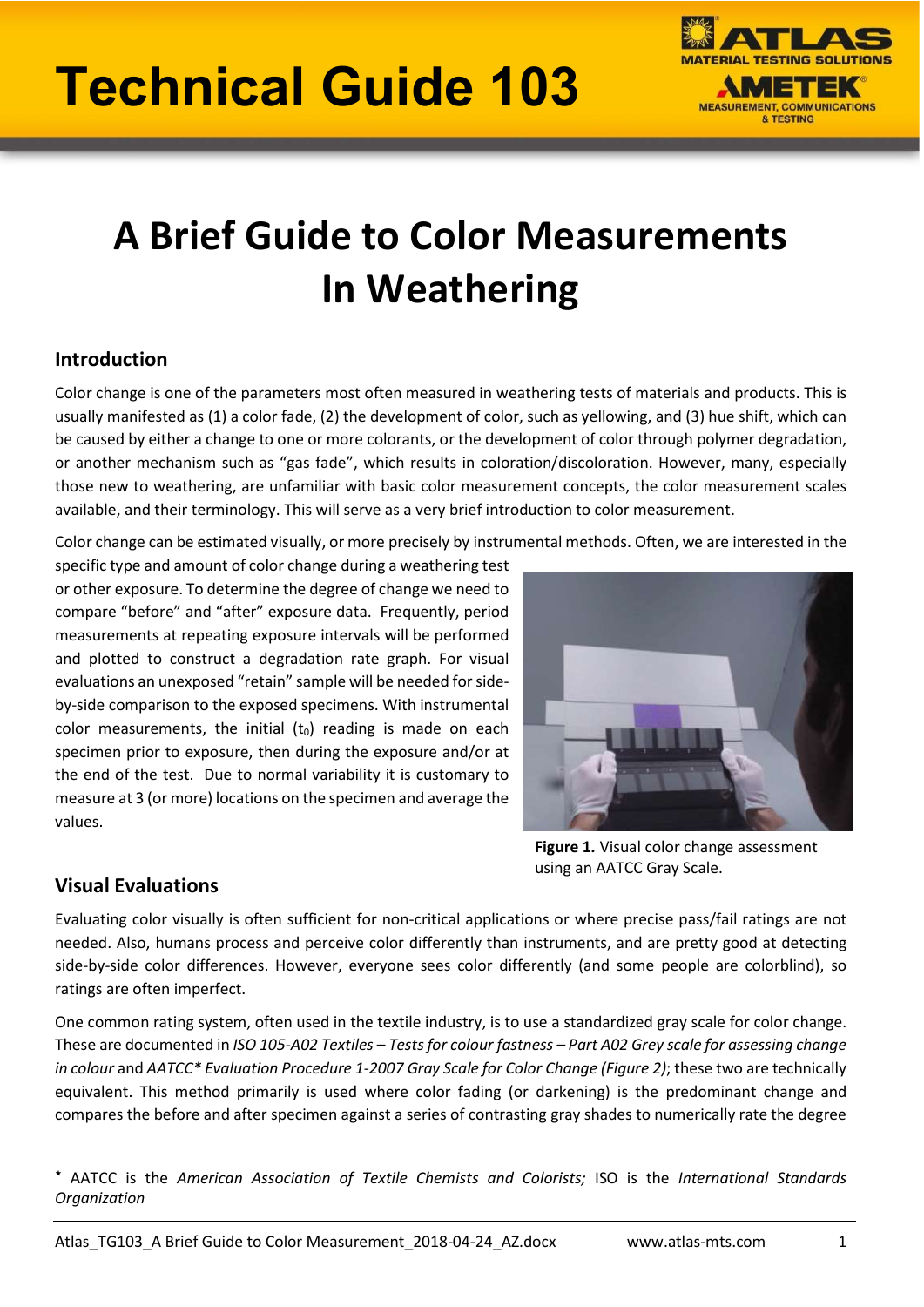# Technical Guide 103

# A Brief Guide to Color Measurements In Weathering

## Introduction

Color change is one of the parameters most often measured in weathering tests of materials and products. This is usually manifested as (1) a color fade, (2) the development of color, such as yellowing, and (3) hue shift, which can be caused by either a change to one or more colorants, or the development of color through polymer degradation, or another mechanism such as "gas fade", which results in coloration/discoloration. However, many, especially those new to weathering, are unfamiliar with basic color measurement concepts, the color measurement scales available, and their terminology. This will serve as a very brief introduction to color measurement.

Color change can be estimated visually, or more precisely by instrumental methods. Often, we are interested in the specific type and amount of color change during a weathering test or other exposure. To determine the degree of change we need to compare "before" and "after" exposure data. Frequently, period measurements at repeating exposure intervals will be performed and plotted to construct a degradation rate graph. For visual evaluations an unexposed "retain" sample will be needed for side-by-side comparison to the exposed specimens. With instrumental color measurements, the initial ($t_0$) reading is made on each specimen prior to exposure, then during the exposure and/or at the end of the test. Due to normal variability it is customary to measure at 3 (or more) locations on the specimen and average the values.

**Figure 1.** Visual color change assessment using an AATCC Gray Scale.

## Visual Evaluations

Evaluating color visually is often sufficient for non-critical applications or where precise pass/fail ratings are not needed. Also, humans process and perceive color differently than instruments, and are pretty good at detecting side-by-side color differences. However, everyone sees color differently (and some people are colorblind), so ratings are often imperfect.

One common rating system, often used in the textile industry, is to use a standardized gray scale for color change. These are documented in *ISO 105-A02 Textiles – Tests for colour fastness – Part A02 Grey scale for assessing change in colour* and *AATCC\* Evaluation Procedure 1-2007 Gray Scale for Color Change (Figure 2)*; these two are technically equivalent. This method primarily is used where color fading (or darkening) is the predominant change and compares the before and after specimen against a series of contrasting gray shades to numerically rate the degree

\* AATCC is the *American Association of Textile Chemists and Colorists;* ISO is the *International Standards Organization*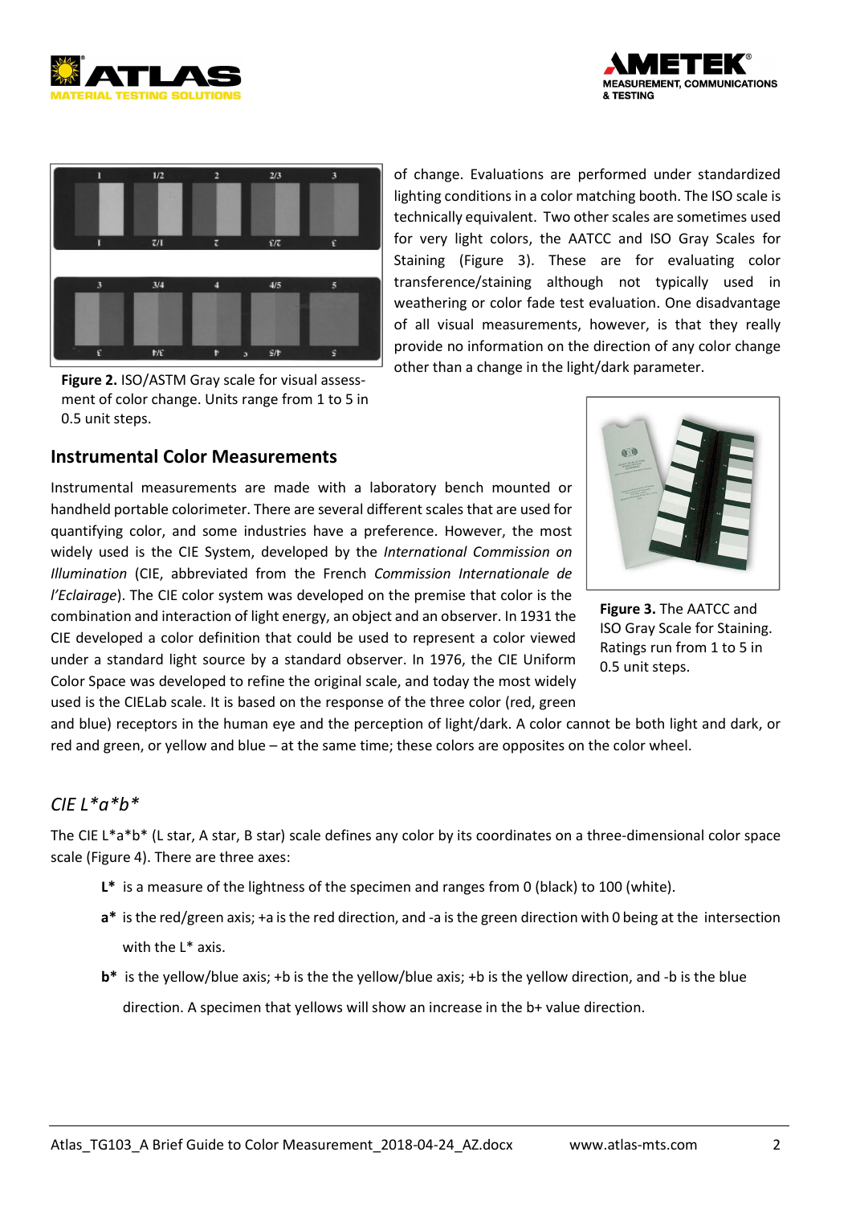of change. Evaluations are performed under standardized lighting conditions in a color matching booth. The ISO scale is technically equivalent. Two other scales are sometimes used for very light colors, the AATCC and ISO Gray Scales for Staining (Figure 3). These are for evaluating color transference/staining although not typically used in weathering or color fade test evaluation. One disadvantage of all visual measurements, however, is that they really provide no information on the direction of any color change other than a change in the light/dark parameter.

**Figure 2.** ISO/ASTM Gray scale for visual assessment of color change. Units range from 1 to 5 in 0.5 unit steps.

## Instrumental Color Measurements

Instrumental measurements are made with a laboratory bench mounted or handheld portable colorimeter. There are several different scales that are used for quantifying color, and some industries have a preference. However, the most widely used is the CIE System, developed by the *International Commission on Illumination* (CIE, abbreviated from the French *Commission Internationale de l'Eclairage*). The CIE color system was developed on the premise that color is the combination and interaction of light energy, an object and an observer. In 1931 the CIE developed a color definition that could be used to represent a color viewed under a standard light source by a standard observer. In 1976, the CIE Uniform Color Space was developed to refine the original scale, and today the most widely used is the CIELab scale. It is based on the response of the three color (red, green and blue) receptors in the human eye and the perception of light/dark. A color cannot be both light and dark, or red and green, or yellow and blue – at the same time; these colors are opposites on the color wheel.

**Figure 3.** The AATCC and ISO Gray Scale for Staining. Ratings run from 1 to 5 in 0.5 unit steps.

### *CIE L*a*b**

The CIE L*a*b* (L star, A star, B star) scale defines any color by its coordinates on a three-dimensional color space scale (Figure 4). There are three axes:

- **L*** is a measure of the lightness of the specimen and ranges from 0 (black) to 100 (white).
- **a*** is the red/green axis; +a is the red direction, and -a is the green direction with 0 being at the intersection with the L* axis.
- **b*** is the yellow/blue axis; +b is the the yellow/blue axis; +b is the yellow direction, and -b is the blue direction. A specimen that yellows will show an increase in the b+ value direction.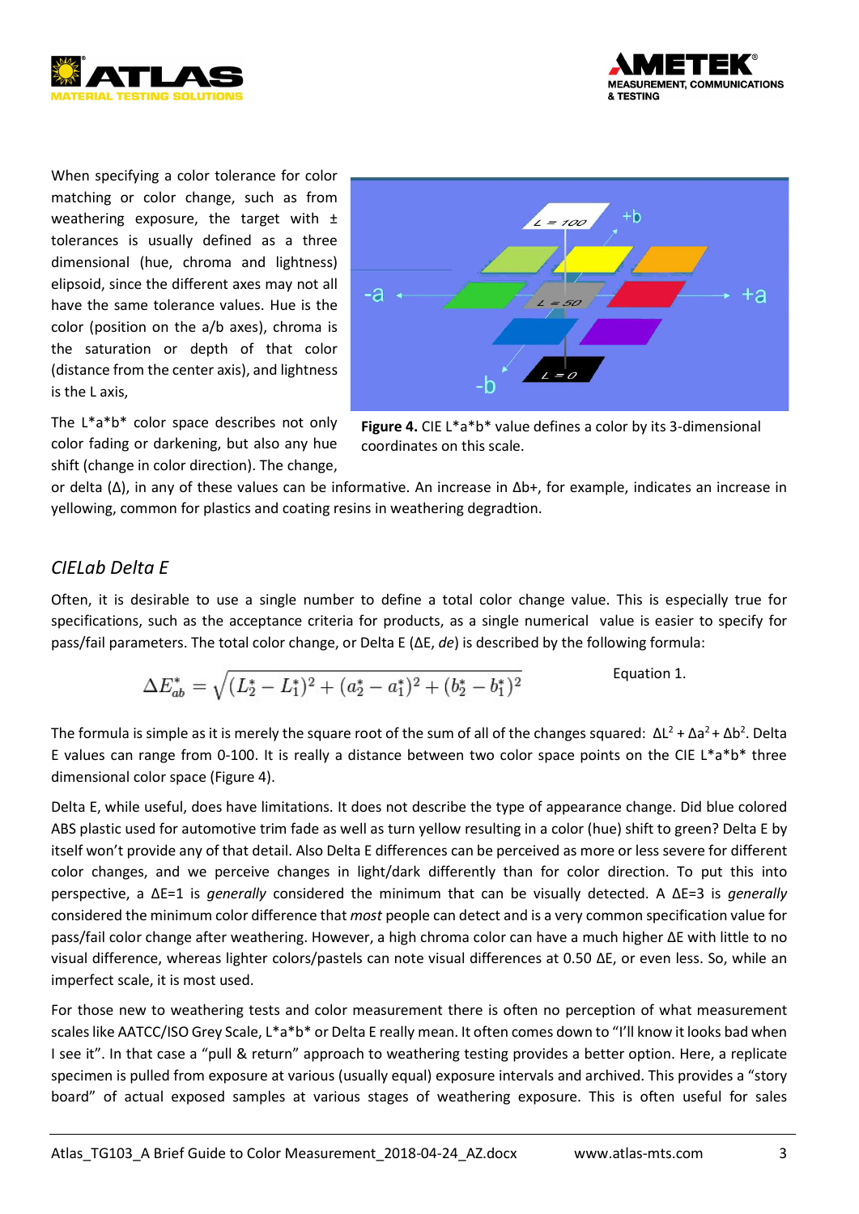When specifying a color tolerance for color matching or color change, such as from weathering exposure, the target with ± tolerances is usually defined as a three dimensional (hue, chroma and lightness) elipsoid, since the different axes may not all have the same tolerance values. Hue is the color (position on the a/b axes), chroma is the saturation or depth of that color (distance from the center axis), and lightness is the L axis,

**Figure 4.** CIE L*a*b* value defines a color by its 3-dimensional coordinates on this scale.

The L*a*b* color space describes not only color fading or darkening, but also any hue shift (change in color direction). The change, or delta (Δ), in any of these values can be informative. An increase in Δb+, for example, indicates an increase in yellowing, common for plastics and coating resins in weathering degradtion.

## *CIELab Delta E*

Often, it is desirable to use a single number to define a total color change value. This is especially true for specifications, such as the acceptance criteria for products, as a single numerical value is easier to specify for pass/fail parameters. The total color change, or Delta E (ΔE, *de*) is described by the following formula:

$$\Delta E^*_{ab} = \sqrt{(L^*_2 - L^*_1)^2 + (a^*_2 - a^*_1)^2 + (b^*_2 - b^*_1)^2} \qquad \text{Equation 1.}$$

The formula is simple as it is merely the square root of the sum of all of the changes squared: $\Delta L^2 + \Delta a^2 + \Delta b^2$. Delta E values can range from 0-100. It is really a distance between two color space points on the CIE L*a*b* three dimensional color space (Figure 4).

Delta E, while useful, does have limitations. It does not describe the type of appearance change. Did blue colored ABS plastic used for automotive trim fade as well as turn yellow resulting in a color (hue) shift to green? Delta E by itself won't provide any of that detail. Also Delta E differences can be perceived as more or less severe for different color changes, and we perceive changes in light/dark differently than for color direction. To put this into perspective, a ΔE=1 is *generally* considered the minimum that can be visually detected. A ΔE=3 is *generally* considered the minimum color difference that *most* people can detect and is a very common specification value for pass/fail color change after weathering. However, a high chroma color can have a much higher ΔE with little to no visual difference, whereas lighter colors/pastels can note visual differences at 0.50 ΔE, or even less. So, while an imperfect scale, it is most used.

For those new to weathering tests and color measurement there is often no perception of what measurement scales like AATCC/ISO Grey Scale, L*a*b* or Delta E really mean. It often comes down to "I'll know it looks bad when I see it". In that case a "pull & return" approach to weathering testing provides a better option. Here, a replicate specimen is pulled from exposure at various (usually equal) exposure intervals and archived. This provides a "story board" of actual exposed samples at various stages of weathering exposure. This is often useful for sales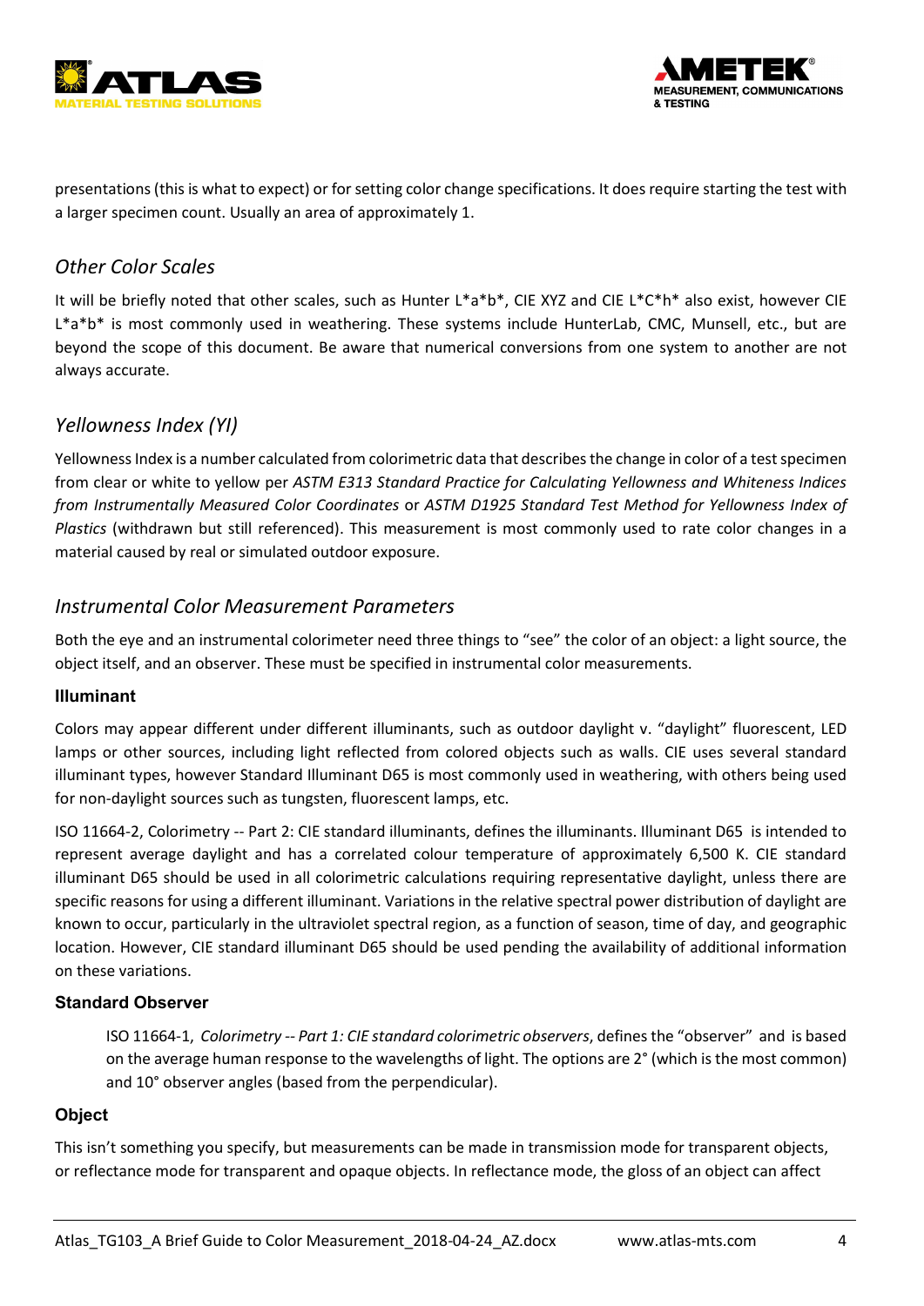presentations (this is what to expect) or for setting color change specifications. It does require starting the test with a larger specimen count. Usually an area of approximately 1.

## *Other Color Scales*

It will be briefly noted that other scales, such as Hunter L*a*b*, CIE XYZ and CIE L*C*h* also exist, however CIE L*a*b* is most commonly used in weathering. These systems include HunterLab, CMC, Munsell, etc., but are beyond the scope of this document. Be aware that numerical conversions from one system to another are not always accurate.

## *Yellowness Index (YI)*

Yellowness Index is a number calculated from colorimetric data that describes the change in color of a test specimen from clear or white to yellow per *ASTM E313 Standard Practice for Calculating Yellowness and Whiteness Indices from Instrumentally Measured Color Coordinates* or *ASTM D1925 Standard Test Method for Yellowness Index of Plastics* (withdrawn but still referenced). This measurement is most commonly used to rate color changes in a material caused by real or simulated outdoor exposure.

## *Instrumental Color Measurement Parameters*

Both the eye and an instrumental colorimeter need three things to "see" the color of an object: a light source, the object itself, and an observer. These must be specified in instrumental color measurements.

### Illuminant

Colors may appear different under different illuminants, such as outdoor daylight v. "daylight" fluorescent, LED lamps or other sources, including light reflected from colored objects such as walls. CIE uses several standard illuminant types, however Standard Illuminant D65 is most commonly used in weathering, with others being used for non-daylight sources such as tungsten, fluorescent lamps, etc.

ISO 11664-2, Colorimetry -- Part 2: CIE standard illuminants, defines the illuminants. Illuminant D65 is intended to represent average daylight and has a correlated colour temperature of approximately 6,500 K. CIE standard illuminant D65 should be used in all colorimetric calculations requiring representative daylight, unless there are specific reasons for using a different illuminant. Variations in the relative spectral power distribution of daylight are known to occur, particularly in the ultraviolet spectral region, as a function of season, time of day, and geographic location. However, CIE standard illuminant D65 should be used pending the availability of additional information on these variations.

### Standard Observer

> ISO 11664-1, *Colorimetry -- Part 1: CIE standard colorimetric observers*, defines the "observer" and is based on the average human response to the wavelengths of light. The options are 2° (which is the most common) and 10° observer angles (based from the perpendicular).

### Object

This isn't something you specify, but measurements can be made in transmission mode for transparent objects, or reflectance mode for transparent and opaque objects. In reflectance mode, the gloss of an object can affect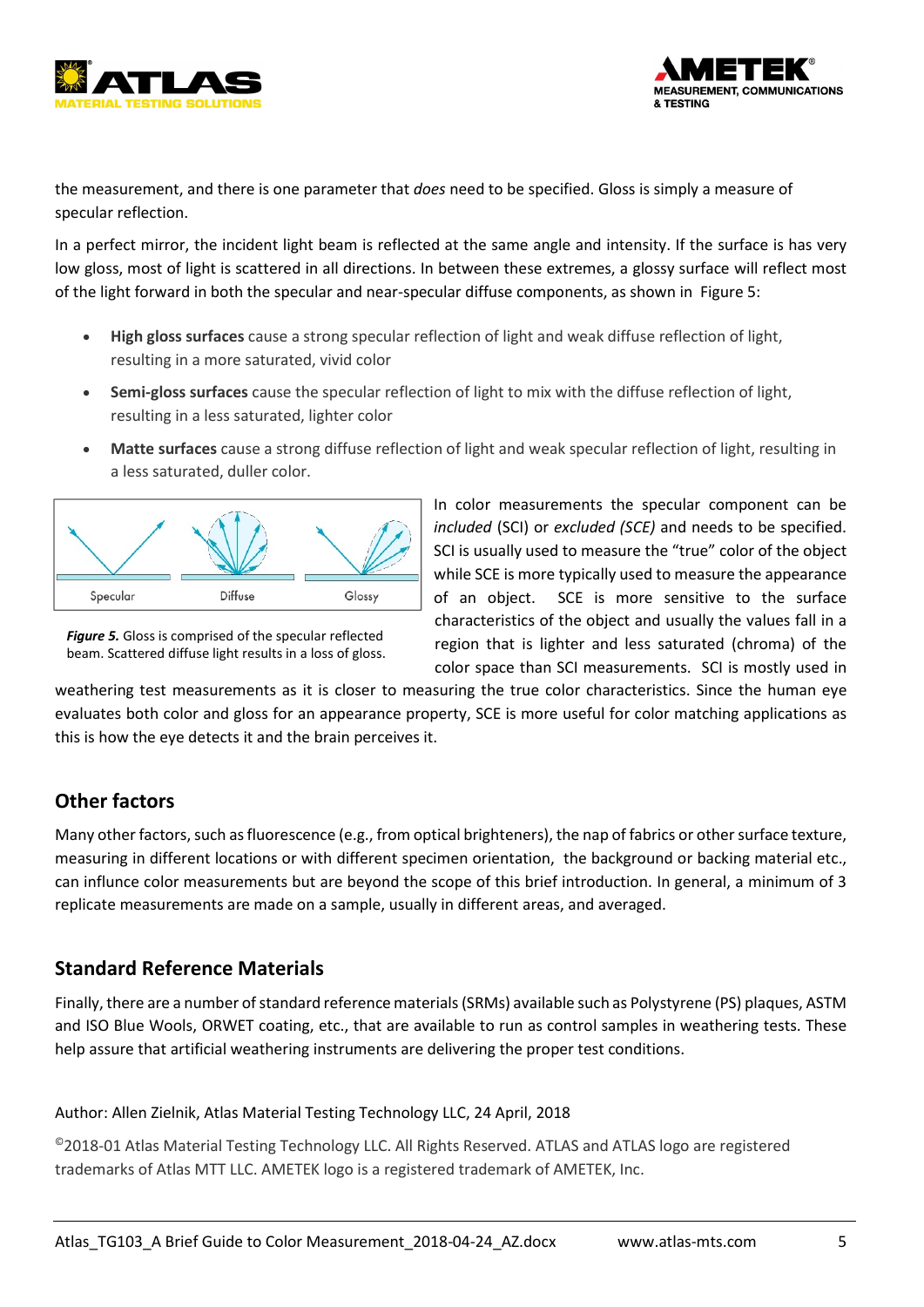the measurement, and there is one parameter that *does* need to be specified. Gloss is simply a measure of specular reflection.

In a perfect mirror, the incident light beam is reflected at the same angle and intensity. If the surface is has very low gloss, most of light is scattered in all directions. In between these extremes, a glossy surface will reflect most of the light forward in both the specular and near-specular diffuse components, as shown in Figure 5:

- **High gloss surfaces** cause a strong specular reflection of light and weak diffuse reflection of light, resulting in a more saturated, vivid color
- **Semi-gloss surfaces** cause the specular reflection of light to mix with the diffuse reflection of light, resulting in a less saturated, lighter color
- **Matte surfaces** cause a strong diffuse reflection of light and weak specular reflection of light, resulting in a less saturated, duller color.

Specular

Diffuse

Glossy

***Figure 5.*** Gloss is comprised of the specular reflected beam. Scattered diffuse light results in a loss of gloss.

In color measurements the specular component can be *included* (SCI) or *excluded (SCE)* and needs to be specified. SCI is usually used to measure the "true" color of the object while SCE is more typically used to measure the appearance of an object. SCE is more sensitive to the surface characteristics of the object and usually the values fall in a region that is lighter and less saturated (chroma) of the color space than SCI measurements. SCI is mostly used in weathering test measurements as it is closer to measuring the true color characteristics. Since the human eye evaluates both color and gloss for an appearance property, SCE is more useful for color matching applications as this is how the eye detects it and the brain perceives it.

## Other factors

Many other factors, such as fluorescence (e.g., from optical brighteners), the nap of fabrics or other surface texture, measuring in different locations or with different specimen orientation, the background or backing material etc., can influence color measurements but are beyond the scope of this brief introduction. In general, a minimum of 3 replicate measurements are made on a sample, usually in different areas, and averaged.

## Standard Reference Materials

Finally, there are a number of standard reference materials (SRMs) available such as Polystyrene (PS) plaques, ASTM and ISO Blue Wools, ORWET coating, etc., that are available to run as control samples in weathering tests. These help assure that artificial weathering instruments are delivering the proper test conditions.

Author: Allen Zielnik, Atlas Material Testing Technology LLC, 24 April, 2018

©2018-01 Atlas Material Testing Technology LLC. All Rights Reserved. ATLAS and ATLAS logo are registered trademarks of Atlas MTT LLC. AMETEK logo is a registered trademark of AMETEK, Inc.